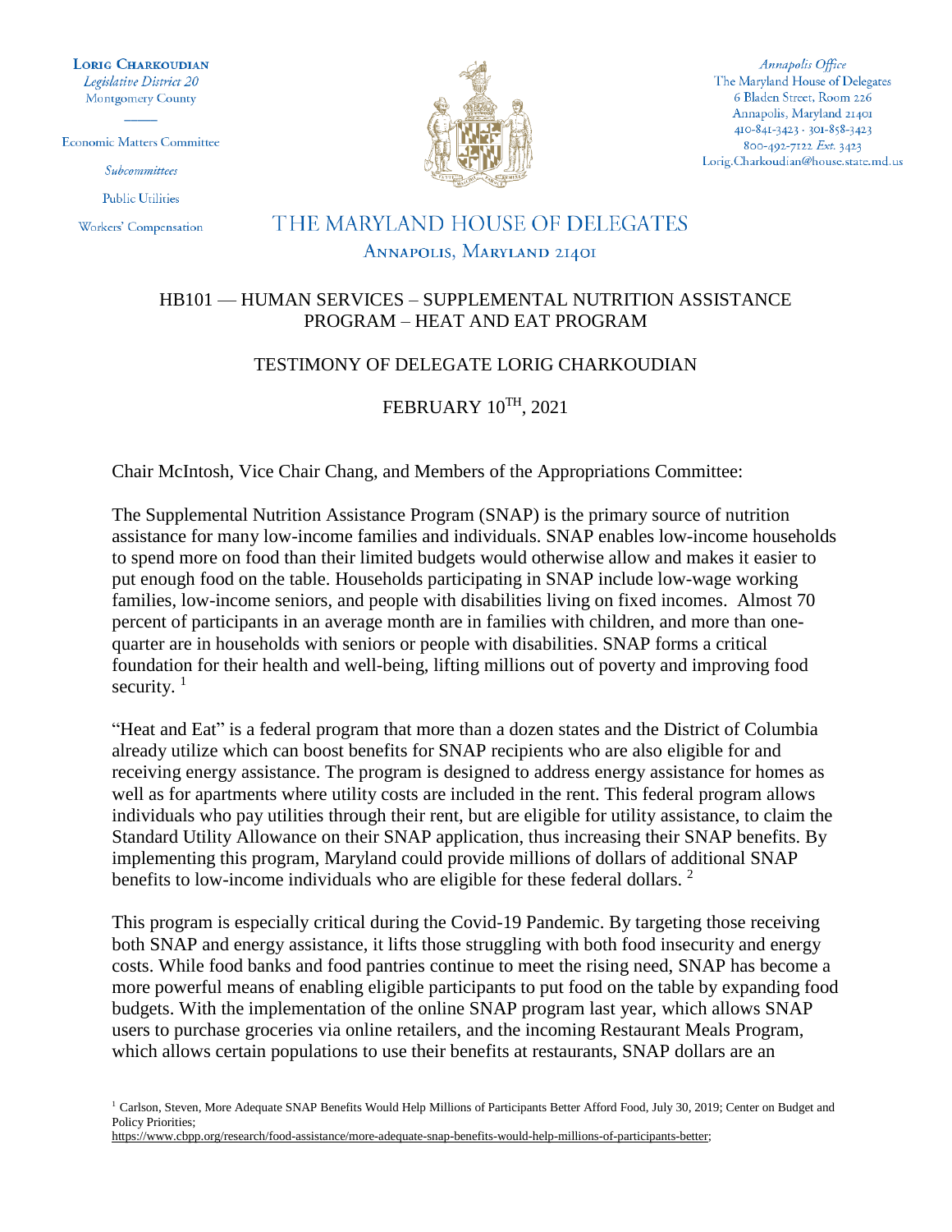**Lorig Charkoudian**
*Legislative District 20*
Montgomery County

Economic Matters Committee

*Subcommittees*

Public Utilities

Workers' Compensation

*Annapolis Office*
The Maryland House of Delegates
6 Bladen Street, Room 226
Annapolis, Maryland 21401
410-841-3423 · 301-858-3423
800-492-7122 *Ext.* 3423
Lorig.Charkoudian@house.state.md.us

# THE MARYLAND HOUSE OF DELEGATES

ANNAPOLIS, MARYLAND 21401

## HB101 — HUMAN SERVICES – SUPPLEMENTAL NUTRITION ASSISTANCE PROGRAM – HEAT AND EAT PROGRAM

### TESTIMONY OF DELEGATE LORIG CHARKOUDIAN

### FEBRUARY 10TH, 2021

Chair McIntosh, Vice Chair Chang, and Members of the Appropriations Committee:

The Supplemental Nutrition Assistance Program (SNAP) is the primary source of nutrition assistance for many low-income families and individuals. SNAP enables low-income households to spend more on food than their limited budgets would otherwise allow and makes it easier to put enough food on the table. Households participating in SNAP include low-wage working families, low-income seniors, and people with disabilities living on fixed incomes. Almost 70 percent of participants in an average month are in families with children, and more than one-quarter are in households with seniors or people with disabilities. SNAP forms a critical foundation for their health and well-being, lifting millions out of poverty and improving food security. [1]

"Heat and Eat" is a federal program that more than a dozen states and the District of Columbia already utilize which can boost benefits for SNAP recipients who are also eligible for and receiving energy assistance. The program is designed to address energy assistance for homes as well as for apartments where utility costs are included in the rent. This federal program allows individuals who pay utilities through their rent, but are eligible for utility assistance, to claim the Standard Utility Allowance on their SNAP application, thus increasing their SNAP benefits. By implementing this program, Maryland could provide millions of dollars of additional SNAP benefits to low-income individuals who are eligible for these federal dollars. [2]

This program is especially critical during the Covid-19 Pandemic. By targeting those receiving both SNAP and energy assistance, it lifts those struggling with both food insecurity and energy costs. While food banks and food pantries continue to meet the rising need, SNAP has become a more powerful means of enabling eligible participants to put food on the table by expanding food budgets. With the implementation of the online SNAP program last year, which allows SNAP users to purchase groceries via online retailers, and the incoming Restaurant Meals Program, which allows certain populations to use their benefits at restaurants, SNAP dollars are an

[1] Carlson, Steven, More Adequate SNAP Benefits Would Help Millions of Participants Better Afford Food, July 30, 2019; Center on Budget and Policy Priorities;
https://www.cbpp.org/research/food-assistance/more-adequate-snap-benefits-would-help-millions-of-participants-better;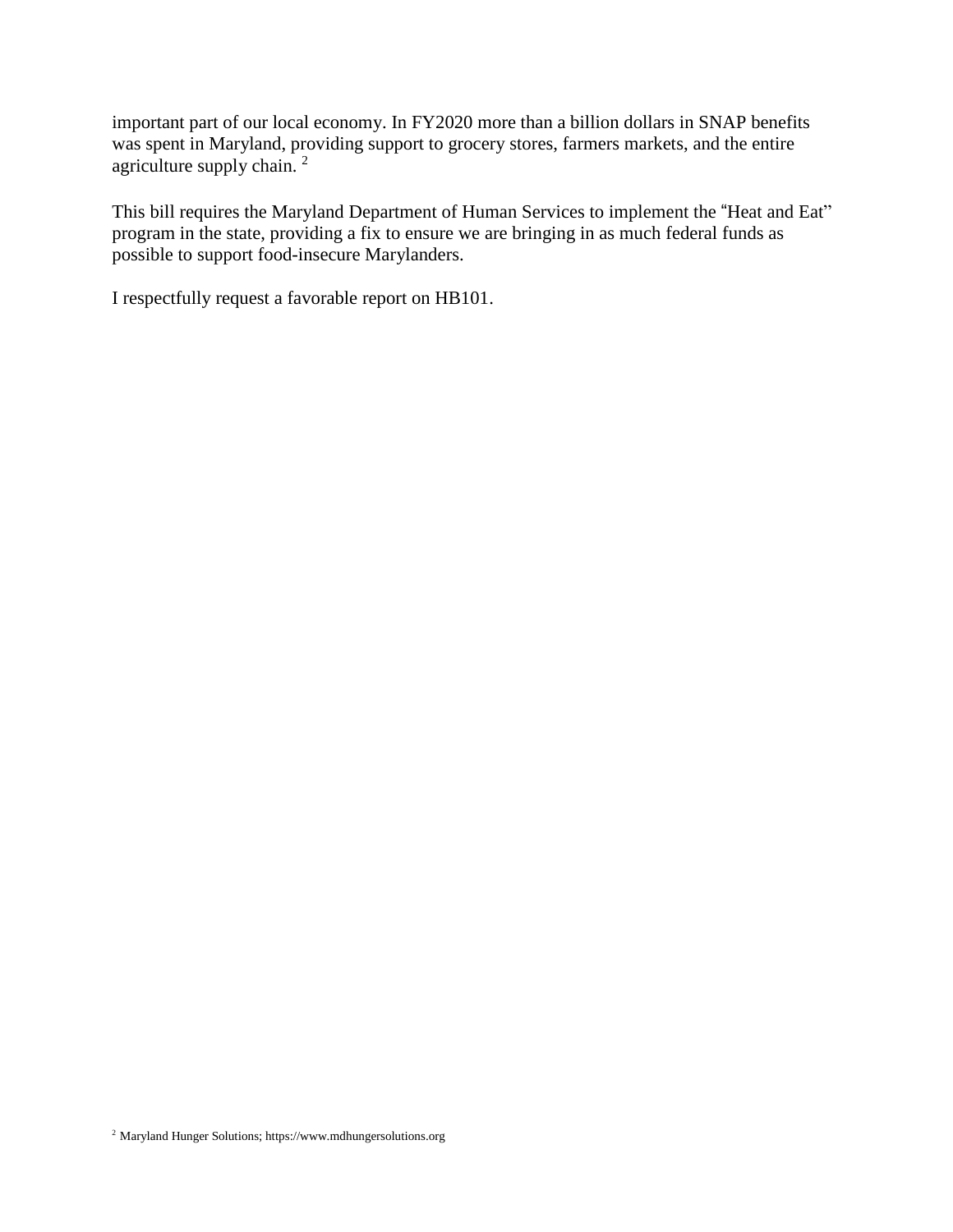important part of our local economy. In FY2020 more than a billion dollars in SNAP benefits was spent in Maryland, providing support to grocery stores, farmers markets, and the entire agriculture supply chain. [2]

This bill requires the Maryland Department of Human Services to implement the "Heat and Eat" program in the state, providing a fix to ensure we are bringing in as much federal funds as possible to support food-insecure Marylanders.

I respectfully request a favorable report on HB101.

[2] Maryland Hunger Solutions; https://www.mdhungersolutions.org